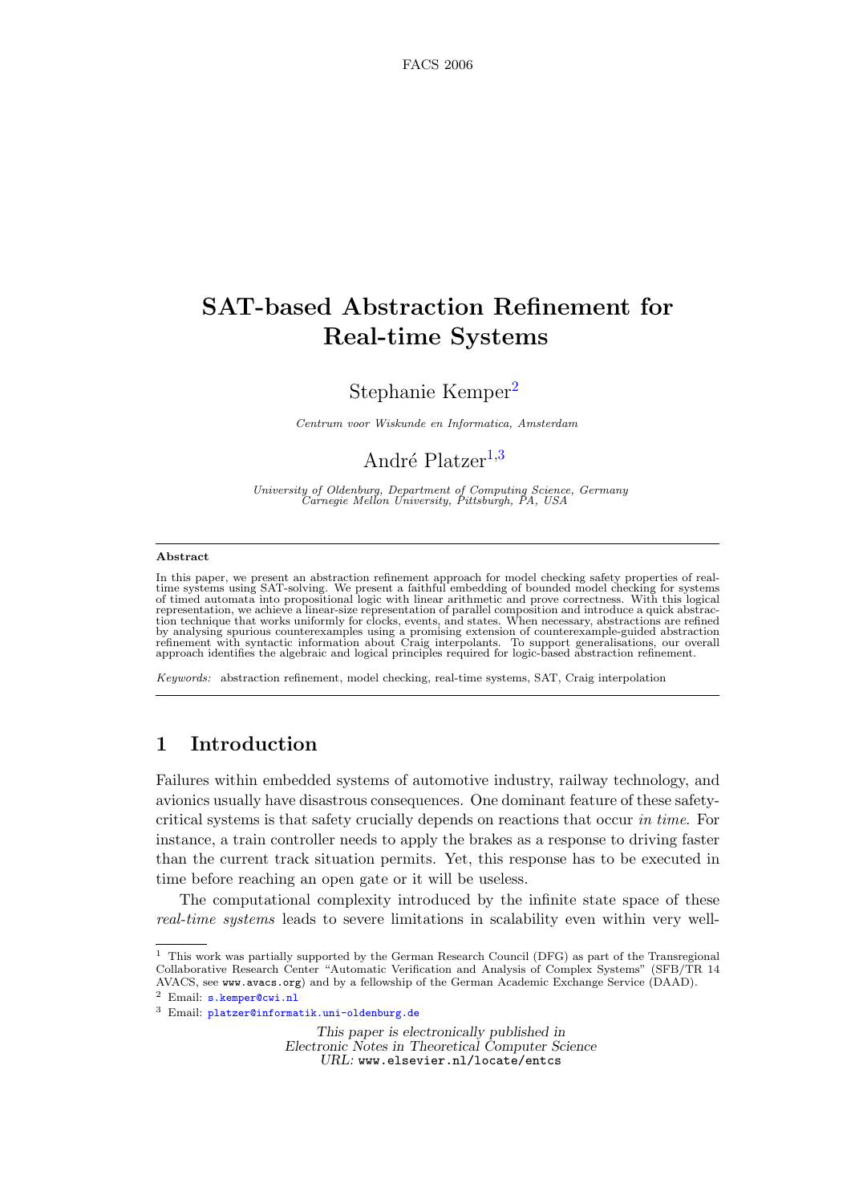# SAT-based Abstraction Refinement for Real-time Systems

Stephanie Kemper[2]

*Centrum voor Wiskunde en Informatica, Amsterdam*

André Platzer[1,3]

*University of Oldenburg, Department of Computing Science, Germany*
*Carnegie Mellon University, Pittsburgh, PA, USA*

---

**Abstract**

In this paper, we present an abstraction refinement approach for model checking safety properties of real-time systems using SAT-solving. We present a faithful embedding of bounded model checking for systems of timed automata into propositional logic with linear arithmetic and prove correctness. With this logical representation, we achieve a linear-size representation of parallel composition and introduce a quick abstraction technique that works uniformly for clocks, events, and states. When necessary, abstractions are refined by analysing spurious counterexamples using a promising extension of counterexample-guided abstraction refinement with syntactic information about Craig interpolants. To support generalisations, our overall approach identifies the algebraic and logical principles required for logic-based abstraction refinement.

*Keywords:* abstraction refinement, model checking, real-time systems, SAT, Craig interpolation

---

## 1 Introduction

Failures within embedded systems of automotive industry, railway technology, and avionics usually have disastrous consequences. One dominant feature of these safety-critical systems is that safety crucially depends on reactions that occur *in time*. For instance, a train controller needs to apply the brakes as a response to driving faster than the current track situation permits. Yet, this response has to be executed in time before reaching an open gate or it will be useless.

The computational complexity introduced by the infinite state space of these *real-time systems* leads to severe limitations in scalability even within very well-

---

[1] This work was partially supported by the German Research Council (DFG) as part of the Transregional Collaborative Research Center "Automatic Verification and Analysis of Complex Systems" (SFB/TR 14 AVACS, see www.avacs.org) and by a fellowship of the German Academic Exchange Service (DAAD).

[2] Email: s.kemper@cwi.nl

[3] Email: platzer@informatik.uni-oldenburg.de

*This paper is electronically published in*
*Electronic Notes in Theoretical Computer Science*
*URL:* www.elsevier.nl/locate/entcs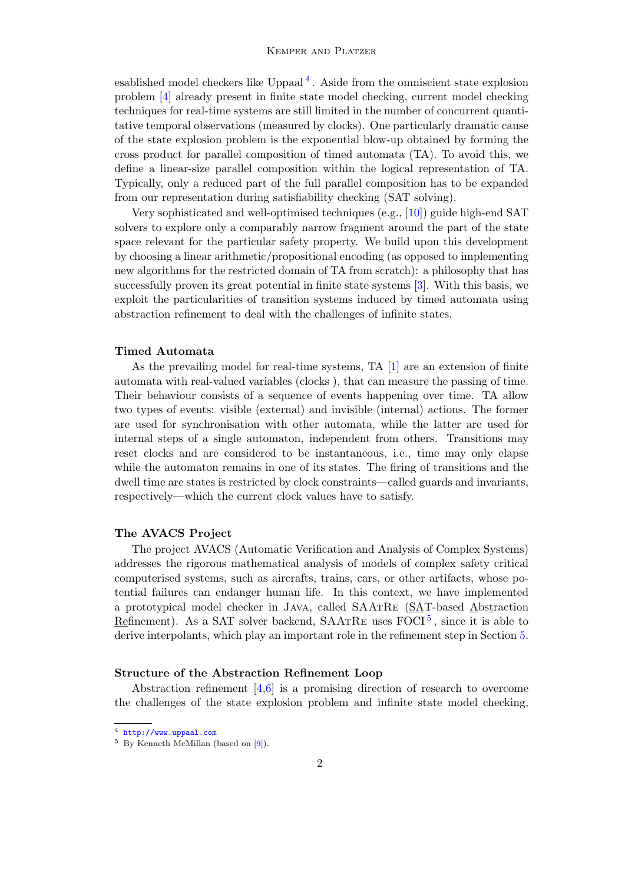esablished model checkers like Uppaal[4]. Aside from the omniscient state explosion problem [4] already present in finite state model checking, current model checking techniques for real-time systems are still limited in the number of concurrent quantitative temporal observations (measured by clocks). One particularly dramatic cause of the state explosion problem is the exponential blow-up obtained by forming the cross product for parallel composition of timed automata (TA). To avoid this, we define a linear-size parallel composition within the logical representation of TA. Typically, only a reduced part of the full parallel composition has to be expanded from our representation during satisfiability checking (SAT solving).

Very sophisticated and well-optimised techniques (e.g., [10]) guide high-end SAT solvers to explore only a comparably narrow fragment around the part of the state space relevant for the particular safety property. We build upon this development by choosing a linear arithmetic/propositional encoding (as opposed to implementing new algorithms for the restricted domain of TA from scratch): a philosophy that has successfully proven its great potential in finite state systems [3]. With this basis, we exploit the particularities of transition systems induced by timed automata using abstraction refinement to deal with the challenges of infinite states.

#### Timed Automata

As the prevailing model for real-time systems, TA [1] are an extension of finite automata with real-valued variables (clocks ), that can measure the passing of time. Their behaviour consists of a sequence of events happening over time. TA allow two types of events: visible (external) and invisible (internal) actions. The former are used for synchronisation with other automata, while the latter are used for internal steps of a single automaton, independent from others. Transitions may reset clocks and are considered to be instantaneous, i.e., time may only elapse while the automaton remains in one of its states. The firing of transitions and the dwell time are states is restricted by clock constraints—called guards and invariants, respectively—which the current clock values have to satisfy.

#### The AVACS Project

The project AVACS (Automatic Verification and Analysis of Complex Systems) addresses the rigorous mathematical analysis of models of complex safety critical computerised systems, such as aircrafts, trains, cars, or other artifacts, whose potential failures can endanger human life. In this context, we have implemented a prototypical model checker in Java, called SAAtRe (SAT-based Abstraction Refinement). As a SAT solver backend, SAAtRe uses FOCI[5], since it is able to derive interpolants, which play an important role in the refinement step in Section 5.

#### Structure of the Abstraction Refinement Loop

Abstraction refinement [4,6] is a promising direction of research to overcome the challenges of the state explosion problem and infinite state model checking,

---

[4] http://www.uppaal.com

[5] By Kenneth McMillan (based on [9]).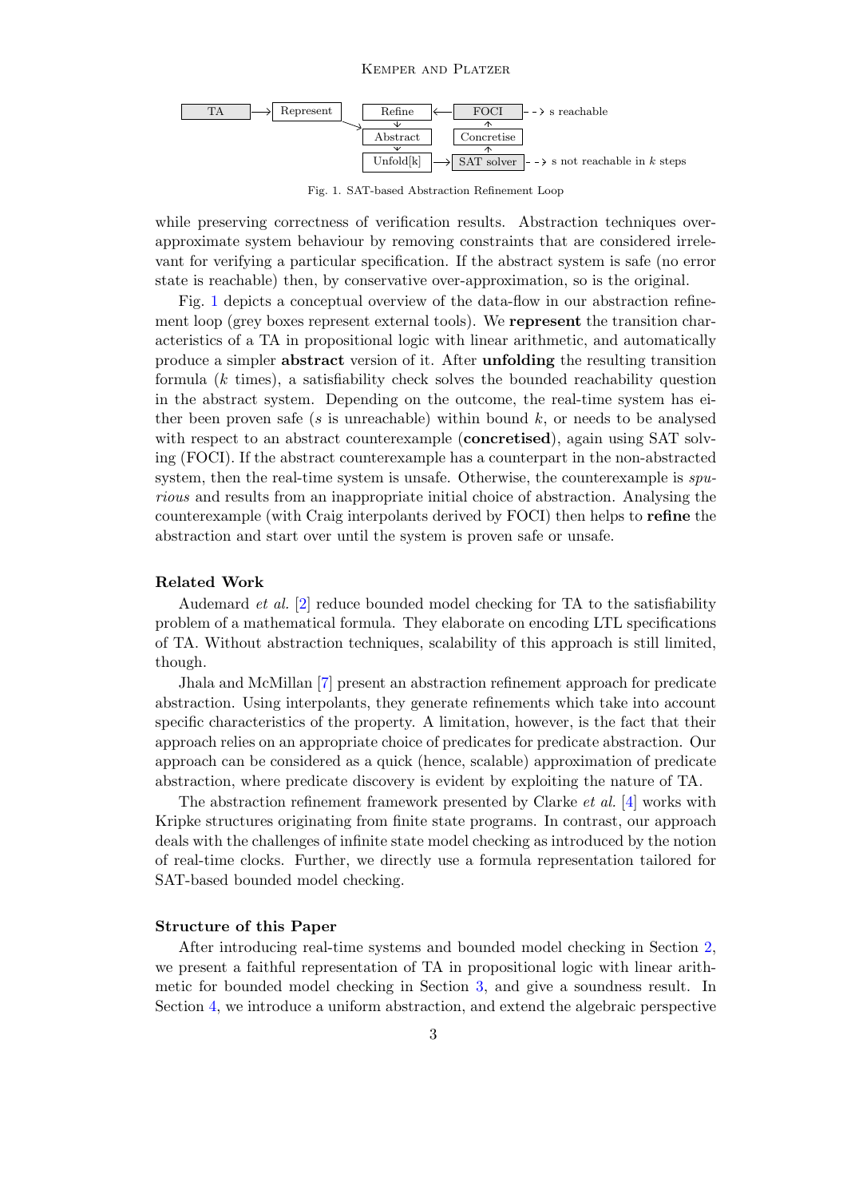TA → Represent → Refine ← FOCI - -> s reachable

Abstract    Concretise

Unfold[k] → SAT solver - -> s not reachable in $k$ steps

Fig. 1. SAT-based Abstraction Refinement Loop

while preserving correctness of verification results. Abstraction techniques over-approximate system behaviour by removing constraints that are considered irrelevant for verifying a particular specification. If the abstract system is safe (no error state is reachable) then, by conservative over-approximation, so is the original.

Fig. 1 depicts a conceptual overview of the data-flow in our abstraction refinement loop (grey boxes represent external tools). We **represent** the transition characteristics of a TA in propositional logic with linear arithmetic, and automatically produce a simpler **abstract** version of it. After **unfolding** the resulting transition formula ($k$ times), a satisfiability check solves the bounded reachability question in the abstract system. Depending on the outcome, the real-time system has either been proven safe ($s$ is unreachable) within bound $k$, or needs to be analysed with respect to an abstract counterexample (**concretised**), again using SAT solving (FOCI). If the abstract counterexample has a counterpart in the non-abstracted system, then the real-time system is unsafe. Otherwise, the counterexample is *spurious* and results from an inappropriate initial choice of abstraction. Analysing the counterexample (with Craig interpolants derived by FOCI) then helps to **refine** the abstraction and start over until the system is proven safe or unsafe.

### Related Work

Audemard *et al.* [2] reduce bounded model checking for TA to the satisfiability problem of a mathematical formula. They elaborate on encoding LTL specifications of TA. Without abstraction techniques, scalability of this approach is still limited, though.

Jhala and McMillan [7] present an abstraction refinement approach for predicate abstraction. Using interpolants, they generate refinements which take into account specific characteristics of the property. A limitation, however, is the fact that their approach relies on an appropriate choice of predicates for predicate abstraction. Our approach can be considered as a quick (hence, scalable) approximation of predicate abstraction, where predicate discovery is evident by exploiting the nature of TA.

The abstraction refinement framework presented by Clarke *et al.* [4] works with Kripke structures originating from finite state programs. In contrast, our approach deals with the challenges of infinite state model checking as introduced by the notion of real-time clocks. Further, we directly use a formula representation tailored for SAT-based bounded model checking.

### Structure of this Paper

After introducing real-time systems and bounded model checking in Section 2, we present a faithful representation of TA in propositional logic with linear arithmetic for bounded model checking in Section 3, and give a soundness result. In Section 4, we introduce a uniform abstraction, and extend the algebraic perspective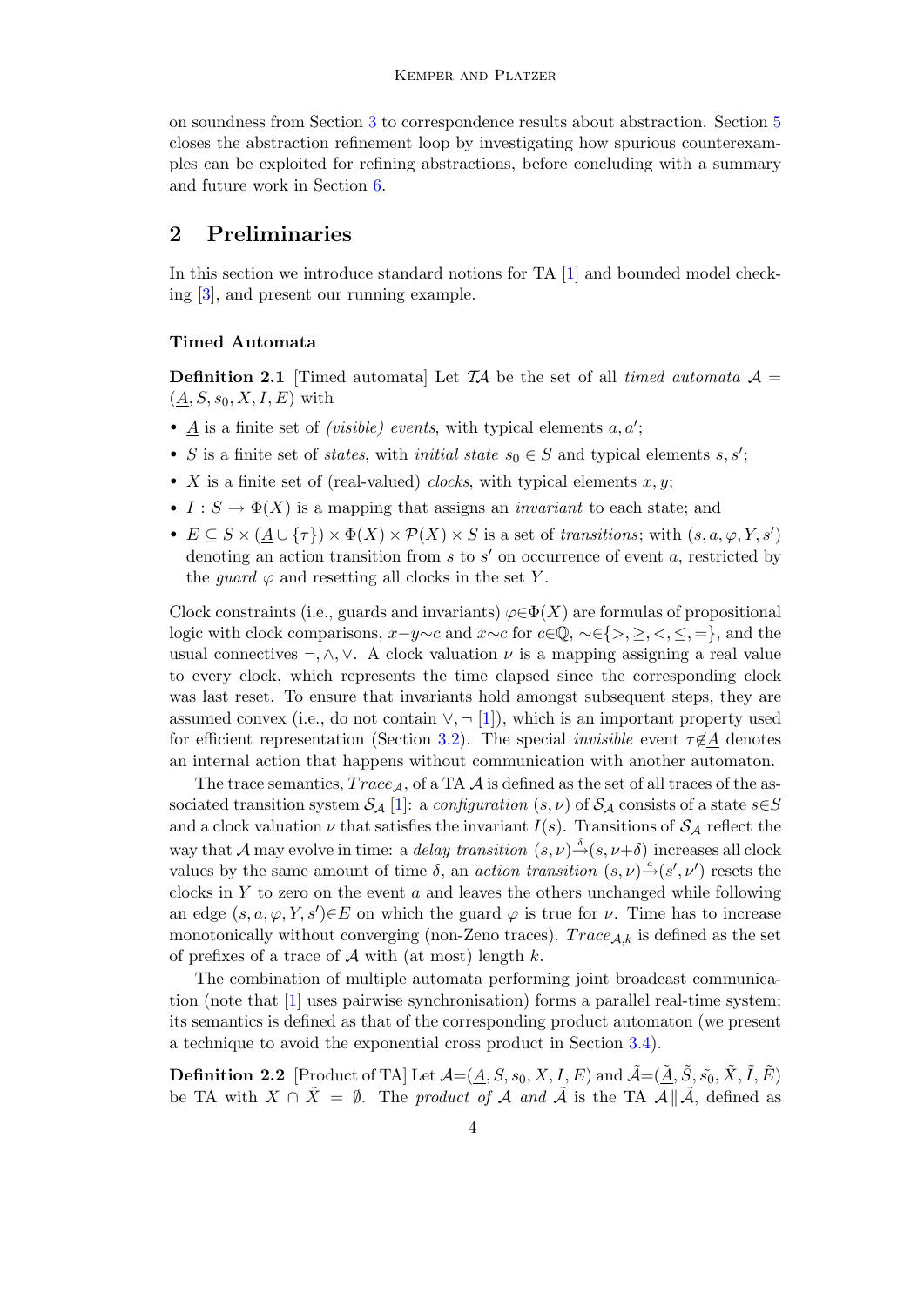on soundness from Section 3 to correspondence results about abstraction. Section 5 closes the abstraction refinement loop by investigating how spurious counterexamples can be exploited for refining abstractions, before concluding with a summary and future work in Section 6.

## 2 Preliminaries

In this section we introduce standard notions for TA [1] and bounded model checking [3], and present our running example.

### Timed Automata

**Definition 2.1** [Timed automata] Let $\mathcal{TA}$ be the set of all *timed automata* $\mathcal{A} = (\underline{A}, S, s_0, X, I, E)$ with

- $\underline{A}$ is a finite set of *(visible) events*, with typical elements $a, a'$;
- $S$ is a finite set of *states*, with *initial state* $s_0 \in S$ and typical elements $s, s'$;
- $X$ is a finite set of (real-valued) *clocks*, with typical elements $x, y$;
- $I : S \to \Phi(X)$ is a mapping that assigns an *invariant* to each state; and
- $E \subseteq S \times (\underline{A} \cup \{\tau\}) \times \Phi(X) \times \mathcal{P}(X) \times S$ is a set of *transitions*; with $(s, a, \varphi, Y, s')$ denoting an action transition from $s$ to $s'$ on occurrence of event $a$, restricted by the *guard* $\varphi$ and resetting all clocks in the set $Y$.

Clock constraints (i.e., guards and invariants) $\varphi \in \Phi(X)$ are formulas of propositional logic with clock comparisons, $x - y \sim c$ and $x \sim c$ for $c \in \mathbb{Q}$, $\sim \in \{>, \geq, <, \leq, =\}$, and the usual connectives $\neg, \wedge, \vee$. A clock valuation $\nu$ is a mapping assigning a real value to every clock, which represents the time elapsed since the corresponding clock was last reset. To ensure that invariants hold amongst subsequent steps, they are assumed convex (i.e., do not contain $\vee, \neg$ [1]), which is an important property used for efficient representation (Section 3.2). The special *invisible* event $\tau \notin \underline{A}$ denotes an internal action that happens without communication with another automaton.

The trace semantics, $Trace_{\mathcal{A}}$, of a TA $\mathcal{A}$ is defined as the set of all traces of the associated transition system $\mathcal{S}_{\mathcal{A}}$ [1]: a *configuration* $(s, \nu)$ of $\mathcal{S}_{\mathcal{A}}$ consists of a state $s \in S$ and a clock valuation $\nu$ that satisfies the invariant $I(s)$. Transitions of $\mathcal{S}_{\mathcal{A}}$ reflect the way that $\mathcal{A}$ may evolve in time: a *delay transition* $(s, \nu) \xrightarrow{\delta} (s, \nu + \delta)$ increases all clock values by the same amount of time $\delta$, an *action transition* $(s, \nu) \xrightarrow{a} (s', \nu')$ resets the clocks in $Y$ to zero on the event $a$ and leaves the others unchanged while following an edge $(s, a, \varphi, Y, s') \in E$ on which the guard $\varphi$ is true for $\nu$. Time has to increase monotonically without converging (non-Zeno traces). $Trace_{\mathcal{A},k}$ is defined as the set of prefixes of a trace of $\mathcal{A}$ with (at most) length $k$.

The combination of multiple automata performing joint broadcast communication (note that [1] uses pairwise synchronisation) forms a parallel real-time system; its semantics is defined as that of the corresponding product automaton (we present a technique to avoid the exponential cross product in Section 3.4).

**Definition 2.2** [Product of TA] Let $\mathcal{A} = (\underline{A}, S, s_0, X, I, E)$ and $\tilde{\mathcal{A}} = (\tilde{\underline{A}}, \tilde{S}, \tilde{s_0}, \tilde{X}, \tilde{I}, \tilde{E})$ be TA with $X \cap \tilde{X} = \emptyset$. The *product of* $\mathcal{A}$ *and* $\tilde{\mathcal{A}}$ is the TA $\mathcal{A} \| \tilde{\mathcal{A}}$, defined as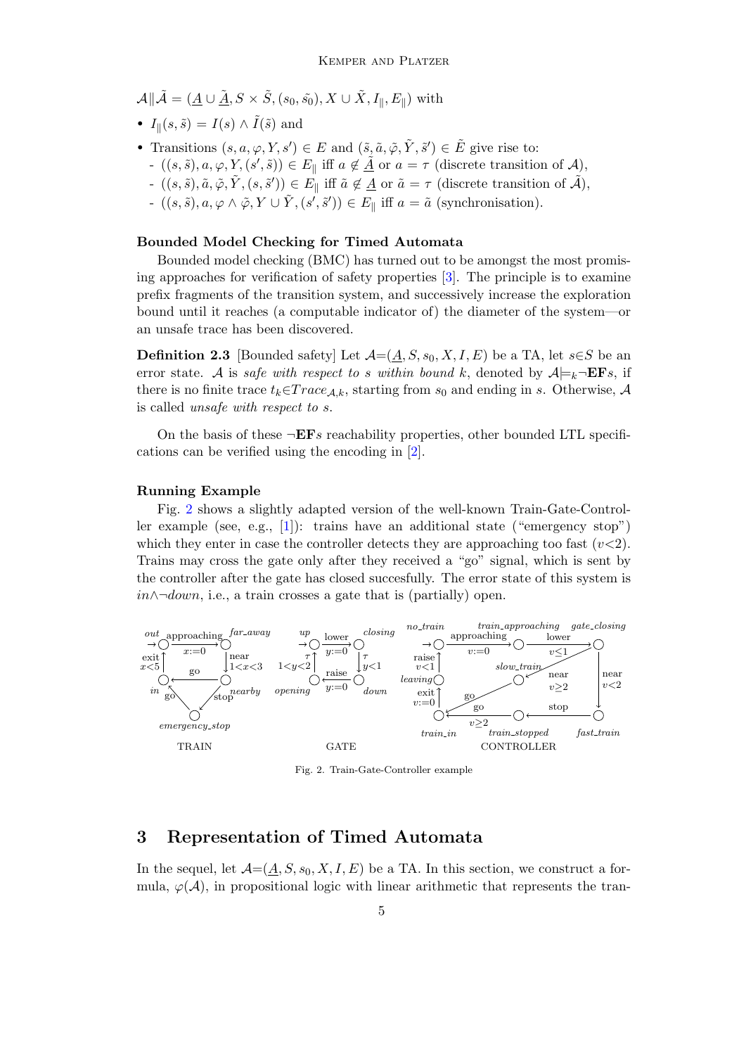$\mathcal{A} \| \tilde{\mathcal{A}} = (\underline{A} \cup \underline{\tilde{A}}, S \times \tilde{S}, (s_0, \tilde{s_0}), X \cup \tilde{X}, I_\|, E_\|)$ with

- $I_\|(s, \tilde{s}) = I(s) \wedge \tilde{I}(\tilde{s})$ and
- Transitions $(s, a, \varphi, Y, s') \in E$ and $(\tilde{s}, \tilde{a}, \tilde{\varphi}, \tilde{Y}, \tilde{s}') \in \tilde{E}$ give rise to:
  - $((s, \tilde{s}), a, \varphi, Y, (s', \tilde{s})) \in E_\|$ iff $a \notin \underline{\tilde{A}}$ or $a = \tau$ (discrete transition of $\mathcal{A}$),
  - $((s, \tilde{s}), \tilde{a}, \tilde{\varphi}, \tilde{Y}, (s, \tilde{s}')) \in E_\|$ iff $\tilde{a} \notin \underline{A}$ or $\tilde{a} = \tau$ (discrete transition of $\tilde{\mathcal{A}}$),
  - $((s, \tilde{s}), a, \varphi \wedge \tilde{\varphi}, Y \cup \tilde{Y}, (s', \tilde{s}')) \in E_\|$ iff $a = \tilde{a}$ (synchronisation).

**Bounded Model Checking for Timed Automata**

Bounded model checking (BMC) has turned out to be amongst the most promising approaches for verification of safety properties [3]. The principle is to examine prefix fragments of the transition system, and successively increase the exploration bound until it reaches (a computable indicator of) the diameter of the system—or an unsafe trace has been discovered.

**Definition 2.3** [Bounded safety] Let $\mathcal{A}=(\underline{A}, S, s_0, X, I, E)$ be a TA, let $s \in S$ be an error state. $\mathcal{A}$ is *safe with respect to s within bound k*, denoted by $\mathcal{A} \models_k \neg \mathbf{EF} s$, if there is no finite trace $t_k \in Trace_{\mathcal{A},k}$, starting from $s_0$ and ending in $s$. Otherwise, $\mathcal{A}$ is called *unsafe with respect to s*.

On the basis of these $\neg \mathbf{EF} s$ reachability properties, other bounded LTL specifications can be verified using the encoding in [2].

**Running Example**

Fig. 2 shows a slightly adapted version of the well-known Train-Gate-Controller example (see, e.g., [1]): trains have an additional state ("emergency stop") which they enter in case the controller detects they are approaching too fast ($v<2$). Trains may cross the gate only after they received a "go" signal, which is sent by the controller after the gate has closed succesfully. The error state of this system is $in \wedge \neg down$, i.e., a train crosses a gate that is (partially) open.

Fig. 2. Train-Gate-Controller example

## 3 Representation of Timed Automata

In the sequel, let $\mathcal{A}=(\underline{A}, S, s_0, X, I, E)$ be a TA. In this section, we construct a formula, $\varphi(\mathcal{A})$, in propositional logic with linear arithmetic that represents the tran-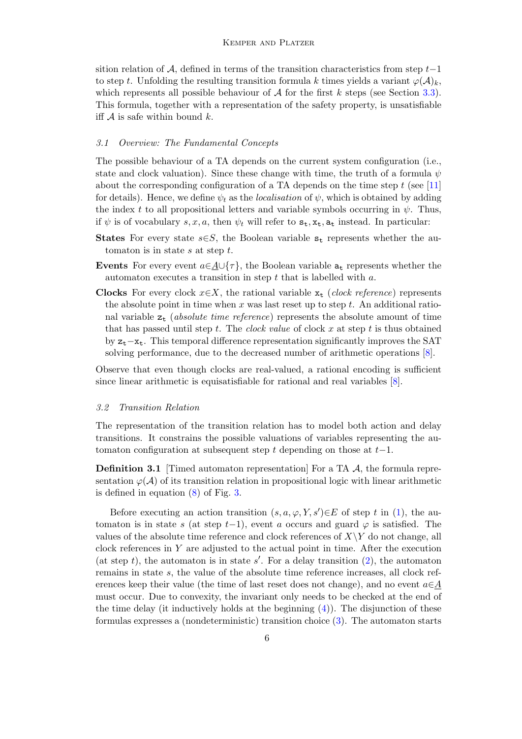sition relation of $\mathcal{A}$, defined in terms of the transition characteristics from step $t-1$ to step $t$. Unfolding the resulting transition formula $k$ times yields a variant $\varphi(\mathcal{A})_k$, which represents all possible behaviour of $\mathcal{A}$ for the first $k$ steps (see Section 3.3). This formula, together with a representation of the safety property, is unsatisfiable iff $\mathcal{A}$ is safe within bound $k$.

### *3.1 Overview: The Fundamental Concepts*

The possible behaviour of a TA depends on the current system configuration (i.e., state and clock valuation). Since these change with time, the truth of a formula $\psi$ about the corresponding configuration of a TA depends on the time step $t$ (see [11] for details). Hence, we define $\psi_t$ as the *localisation* of $\psi$, which is obtained by adding the index $t$ to all propositional letters and variable symbols occurring in $\psi$. Thus, if $\psi$ is of vocabulary $s, x, a$, then $\psi_t$ will refer to $\mathtt{s_t}, \mathtt{x_t}, \mathtt{a_t}$ instead. In particular:

**States** For every state $s \in S$, the Boolean variable $\mathtt{s_t}$ represents whether the automaton is in state $s$ at step $t$.

**Events** For every event $a \in \underline{A} \cup \{\tau\}$, the Boolean variable $\mathtt{a_t}$ represents whether the automaton executes a transition in step $t$ that is labelled with $a$.

**Clocks** For every clock $x \in X$, the rational variable $\mathtt{x_t}$ (*clock reference*) represents the absolute point in time when $x$ was last reset up to step $t$. An additional rational variable $\mathtt{z_t}$ (*absolute time reference*) represents the absolute amount of time that has passed until step $t$. The *clock value* of clock $x$ at step $t$ is thus obtained by $\mathtt{z_t} - \mathtt{x_t}$. This temporal difference representation significantly improves the SAT solving performance, due to the decreased number of arithmetic operations [8].

Observe that even though clocks are real-valued, a rational encoding is sufficient since linear arithmetic is equisatisfiable for rational and real variables [8].

### *3.2 Transition Relation*

The representation of the transition relation has to model both action and delay transitions. It constrains the possible valuations of variables representing the automaton configuration at subsequent step $t$ depending on those at $t-1$.

**Definition 3.1** [Timed automaton representation] For a TA $\mathcal{A}$, the formula representation $\varphi(\mathcal{A})$ of its transition relation in propositional logic with linear arithmetic is defined in equation (8) of Fig. 3.

Before executing an action transition $(s, a, \varphi, Y, s') \in E$ of step $t$ in (1), the automaton is in state $s$ (at step $t-1$), event $a$ occurs and guard $\varphi$ is satisfied. The values of the absolute time reference and clock references of $X \setminus Y$ do not change, all clock references in $Y$ are adjusted to the actual point in time. After the execution (at step $t$), the automaton is in state $s'$. For a delay transition (2), the automaton remains in state $s$, the value of the absolute time reference increases, all clock references keep their value (the time of last reset does not change), and no event $a \in \underline{A}$ must occur. Due to convexity, the invariant only needs to be checked at the end of the time delay (it inductively holds at the beginning (4)). The disjunction of these formulas expresses a (nondeterministic) transition choice (3). The automaton starts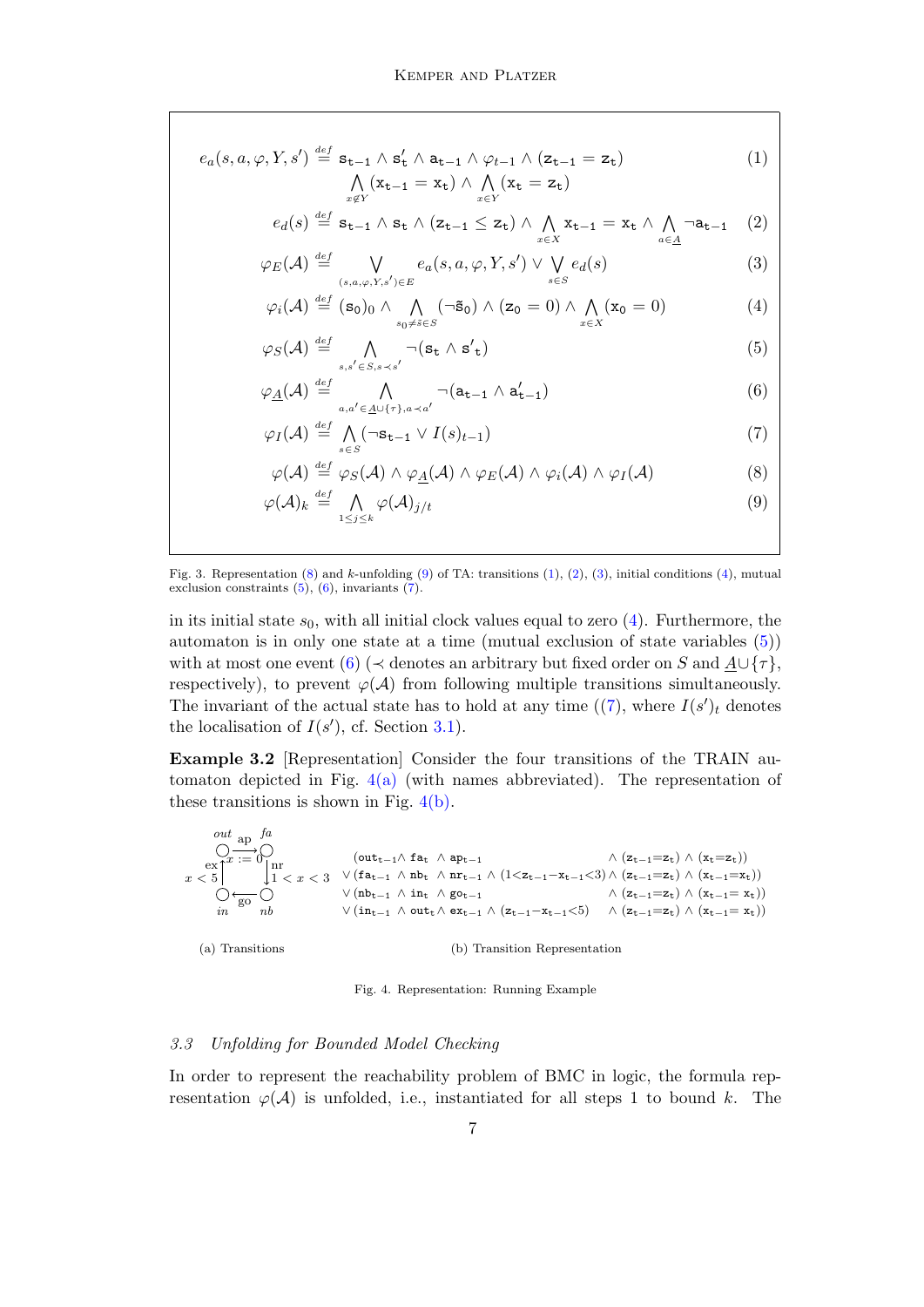$$e_a(s,a,\varphi,Y,s') \stackrel{def}{=} \mathtt{s_{t-1}} \wedge \mathtt{s'_t} \wedge \mathtt{a_{t-1}} \wedge \varphi_{t-1} \wedge (\mathtt{z_{t-1}} = \mathtt{z_t}) \bigwedge_{x \notin Y} (\mathtt{x_{t-1}} = \mathtt{x_t}) \wedge \bigwedge_{x \in Y} (\mathtt{x_t} = \mathtt{z_t}) \tag{1}$$

$$e_d(s) \stackrel{def}{=} \mathtt{s_{t-1}} \wedge \mathtt{s_t} \wedge (\mathtt{z_{t-1}} \leq \mathtt{z_t}) \wedge \bigwedge_{x \in X} \mathtt{x_{t-1}} = \mathtt{x_t} \wedge \bigwedge_{a \in \underline{A}} \neg \mathtt{a_{t-1}} \tag{2}$$

$$\varphi_E(\mathcal{A}) \stackrel{def}{=} \bigvee_{(s,a,\varphi,Y,s') \in E} e_a(s,a,\varphi,Y,s') \vee \bigvee_{s \in S} e_d(s) \tag{3}$$

$$\varphi_i(\mathcal{A}) \stackrel{def}{=} (\mathtt{s_0})_0 \wedge \bigwedge_{s_0 \neq \tilde{s} \in S} (\neg \tilde{\mathtt{s}}_0) \wedge (\mathtt{z_0} = 0) \wedge \bigwedge_{x \in X} (\mathtt{x_0} = 0) \tag{4}$$

$$\varphi_S(\mathcal{A}) \stackrel{def}{=} \bigwedge_{s,s' \in S, s \prec s'} \neg(\mathtt{s_t} \wedge \mathtt{s'_t}) \tag{5}$$

$$\varphi_{\underline{A}}(\mathcal{A}) \stackrel{def}{=} \bigwedge_{a,a' \in \underline{A} \cup \{\tau\}, a \prec a'} \neg(\mathtt{a_{t-1}} \wedge \mathtt{a'_{t-1}}) \tag{6}$$

$$\varphi_I(\mathcal{A}) \stackrel{def}{=} \bigwedge_{s \in S} (\neg \mathtt{s_{t-1}} \vee I(s)_{t-1}) \tag{7}$$

$$\varphi(\mathcal{A}) \stackrel{def}{=} \varphi_S(\mathcal{A}) \wedge \varphi_{\underline{A}}(\mathcal{A}) \wedge \varphi_E(\mathcal{A}) \wedge \varphi_i(\mathcal{A}) \wedge \varphi_I(\mathcal{A}) \tag{8}$$

$$\varphi(\mathcal{A})_k \stackrel{def}{=} \bigwedge_{1 \leq j \leq k} \varphi(\mathcal{A})_{j/t} \tag{9}$$

Fig. 3. Representation (8) and $k$-unfolding (9) of TA: transitions (1), (2), (3), initial conditions (4), mutual exclusion constraints (5), (6), invariants (7).

in its initial state $s_0$, with all initial clock values equal to zero (4). Furthermore, the automaton is in only one state at a time (mutual exclusion of state variables (5)) with at most one event (6) ($\prec$ denotes an arbitrary but fixed order on $S$ and $\underline{A} \cup \{\tau\}$, respectively), to prevent $\varphi(\mathcal{A})$ from following multiple transitions simultaneously. The invariant of the actual state has to hold at any time ((7), where $I(s')_t$ denotes the localisation of $I(s')$, cf. Section 3.1).

**Example 3.2** [Representation] Consider the four transitions of the TRAIN automaton depicted in Fig. 4(a) (with names abbreviated). The representation of these transitions is shown in Fig. 4(b).

$$
\begin{array}{llll}
& (\mathtt{out_{t-1}} \wedge \mathtt{fa_t} \wedge \mathtt{ap_{t-1}} & & \wedge (\mathtt{z_{t-1}}{=}\mathtt{z_t}) \wedge (\mathtt{x_t}{=}\mathtt{z_t})) \\
\vee & (\mathtt{fa_{t-1}} \wedge \mathtt{nb_t} \wedge \mathtt{nr_{t-1}} & \wedge (1{<}\mathtt{z_{t-1}}{-}\mathtt{x_{t-1}}{<}3) & \wedge (\mathtt{z_{t-1}}{=}\mathtt{z_t}) \wedge (\mathtt{x_{t-1}}{=}\mathtt{x_t})) \\
\vee & (\mathtt{nb_{t-1}} \wedge \mathtt{in_t} \wedge \mathtt{go_{t-1}} & & \wedge (\mathtt{z_{t-1}}{=}\mathtt{z_t}) \wedge (\mathtt{x_{t-1}}{=}\mathtt{x_t})) \\
\vee & (\mathtt{in_{t-1}} \wedge \mathtt{out_t} \wedge \mathtt{ex_{t-1}} & \wedge (\mathtt{z_{t-1}}{-}\mathtt{x_{t-1}}{<}5) & \wedge (\mathtt{z_{t-1}}{=}\mathtt{z_t}) \wedge (\mathtt{x_{t-1}}{=}\mathtt{x_t}))
\end{array}
$$

(a) Transitions (b) Transition Representation

Fig. 4. Representation: Running Example

### 3.3 Unfolding for Bounded Model Checking

In order to represent the reachability problem of BMC in logic, the formula representation $\varphi(\mathcal{A})$ is unfolded, i.e., instantiated for all steps 1 to bound $k$. The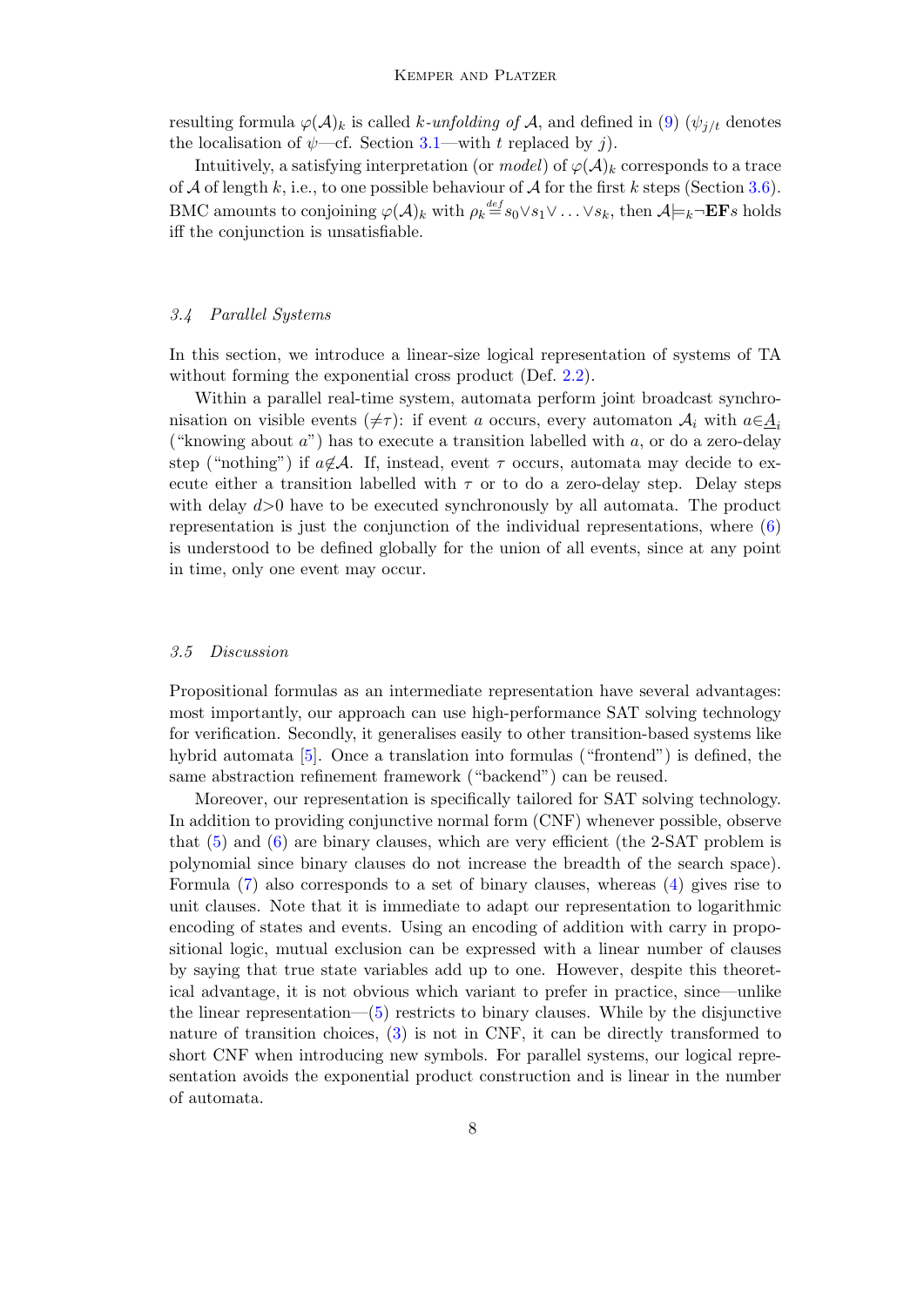resulting formula $\varphi(\mathcal{A})_k$ is called *k-unfolding of* $\mathcal{A}$, and defined in (9) ($\psi_{j/t}$ denotes the localisation of $\psi$—cf. Section 3.1—with $t$ replaced by $j$).

Intuitively, a satisfying interpretation (or *model*) of $\varphi(\mathcal{A})_k$ corresponds to a trace of $\mathcal{A}$ of length $k$, i.e., to one possible behaviour of $\mathcal{A}$ for the first $k$ steps (Section 3.6). BMC amounts to conjoining $\varphi(\mathcal{A})_k$ with $\rho_k \overset{def}{=} s_0 \vee s_1 \vee \ldots \vee s_k$, then $\mathcal{A} \models_k \neg \mathbf{EF} s$ holds iff the conjunction is unsatisfiable.

### 3.4 Parallel Systems

In this section, we introduce a linear-size logical representation of systems of TA without forming the exponential cross product (Def. 2.2).

Within a parallel real-time system, automata perform joint broadcast synchronisation on visible events ($\neq\tau$): if event $a$ occurs, every automaton $\mathcal{A}_i$ with $a \in \underline{A}_i$ ("knowing about $a$") has to execute a transition labelled with $a$, or do a zero-delay step ("nothing") if $a \notin \mathcal{A}$. If, instead, event $\tau$ occurs, automata may decide to execute either a transition labelled with $\tau$ or to do a zero-delay step. Delay steps with delay $d>0$ have to be executed synchronously by all automata. The product representation is just the conjunction of the individual representations, where (6) is understood to be defined globally for the union of all events, since at any point in time, only one event may occur.

### 3.5 Discussion

Propositional formulas as an intermediate representation have several advantages: most importantly, our approach can use high-performance SAT solving technology for verification. Secondly, it generalises easily to other transition-based systems like hybrid automata [5]. Once a translation into formulas ("frontend") is defined, the same abstraction refinement framework ("backend") can be reused.

Moreover, our representation is specifically tailored for SAT solving technology. In addition to providing conjunctive normal form (CNF) whenever possible, observe that (5) and (6) are binary clauses, which are very efficient (the 2-SAT problem is polynomial since binary clauses do not increase the breadth of the search space). Formula (7) also corresponds to a set of binary clauses, whereas (4) gives rise to unit clauses. Note that it is immediate to adapt our representation to logarithmic encoding of states and events. Using an encoding of addition with carry in propositional logic, mutual exclusion can be expressed with a linear number of clauses by saying that true state variables add up to one. However, despite this theoretical advantage, it is not obvious which variant to prefer in practice, since—unlike the linear representation—(5) restricts to binary clauses. While by the disjunctive nature of transition choices, (3) is not in CNF, it can be directly transformed to short CNF when introducing new symbols. For parallel systems, our logical representation avoids the exponential product construction and is linear in the number of automata.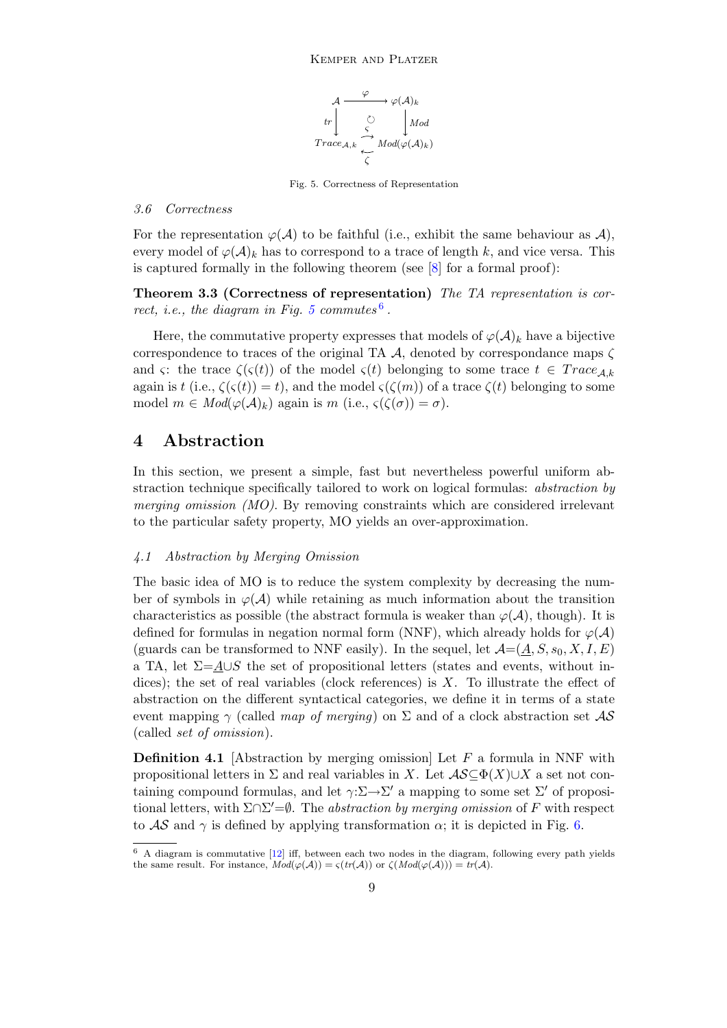$$
\begin{array}{ccc}
\mathcal{A} & \xrightarrow{\ \varphi\ } & \varphi(\mathcal{A})_k \\
{\scriptstyle tr}\downarrow & \circlearrowleft & \downarrow{\scriptstyle Mod} \\
Trace_{\mathcal{A},k} & \underset{\zeta}{\overset{\varsigma}{\rightleftarrows}} & Mod(\varphi(\mathcal{A})_k)
\end{array}
$$

Fig. 5. Correctness of Representation

### 3.6 Correctness

For the representation $\varphi(\mathcal{A})$ to be faithful (i.e., exhibit the same behaviour as $\mathcal{A}$), every model of $\varphi(\mathcal{A})_k$ has to correspond to a trace of length $k$, and vice versa. This is captured formally in the following theorem (see [8] for a formal proof):

**Theorem 3.3 (Correctness of representation)** *The TA representation is correct, i.e., the diagram in Fig. 5 commutes*[6].

Here, the commutative property expresses that models of $\varphi(\mathcal{A})_k$ have a bijective correspondence to traces of the original TA $\mathcal{A}$, denoted by correspondance maps $\zeta$ and $\varsigma$: the trace $\zeta(\varsigma(t))$ of the model $\varsigma(t)$ belonging to some trace $t \in Trace_{\mathcal{A},k}$ again is $t$ (i.e., $\zeta(\varsigma(t)) = t$), and the model $\varsigma(\zeta(m))$ of a trace $\zeta(t)$ belonging to some model $m \in Mod(\varphi(\mathcal{A})_k)$ again is $m$ (i.e., $\varsigma(\zeta(\sigma)) = \sigma$).

## 4 Abstraction

In this section, we present a simple, fast but nevertheless powerful uniform abstraction technique specifically tailored to work on logical formulas: *abstraction by merging omission (MO)*. By removing constraints which are considered irrelevant to the particular safety property, MO yields an over-approximation.

### 4.1 Abstraction by Merging Omission

The basic idea of MO is to reduce the system complexity by decreasing the number of symbols in $\varphi(\mathcal{A})$ while retaining as much information about the transition characteristics as possible (the abstract formula is weaker than $\varphi(\mathcal{A})$, though). It is defined for formulas in negation normal form (NNF), which already holds for $\varphi(\mathcal{A})$ (guards can be transformed to NNF easily). In the sequel, let $\mathcal{A}=(\underline{A}, S, s_0, X, I, E)$ a TA, let $\Sigma=\underline{A}\cup S$ the set of propositional letters (states and events, without indices); the set of real variables (clock references) is $X$. To illustrate the effect of abstraction on the different syntactical categories, we define it in terms of a state event mapping $\gamma$ (called *map of merging*) on $\Sigma$ and of a clock abstraction set $\mathcal{AS}$ (called *set of omission*).

**Definition 4.1** [Abstraction by merging omission] Let $F$ a formula in NNF with propositional letters in $\Sigma$ and real variables in $X$. Let $\mathcal{AS}\subseteq\Phi(X)\cup X$ a set not containing compound formulas, and let $\gamma{:}\Sigma\to\Sigma'$ a mapping to some set $\Sigma'$ of propositional letters, with $\Sigma\cap\Sigma'=\emptyset$. The *abstraction by merging omission* of $F$ with respect to $\mathcal{AS}$ and $\gamma$ is defined by applying transformation $\alpha$; it is depicted in Fig. 6.

---

[6] A diagram is commutative [12] iff, between each two nodes in the diagram, following every path yields the same result. For instance, $Mod(\varphi(\mathcal{A})) = \varsigma(tr(\mathcal{A}))$ or $\zeta(Mod(\varphi(\mathcal{A}))) = tr(\mathcal{A})$.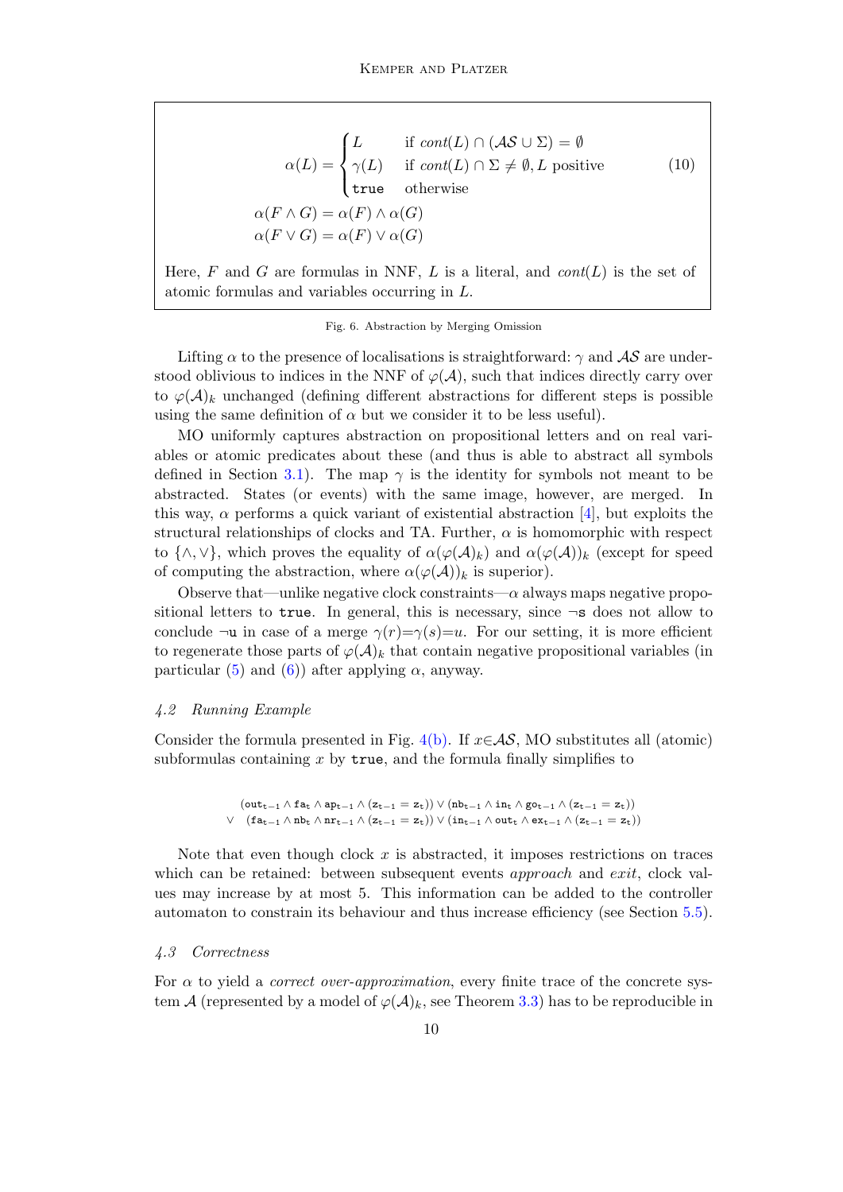$$
\alpha(L) = \begin{cases} L & \text{if } \mathit{cont}(L) \cap (\mathcal{AS} \cup \Sigma) = \emptyset \\ \gamma(L) & \text{if } \mathit{cont}(L) \cap \Sigma \neq \emptyset, L \text{ positive} \\ \texttt{true} & \text{otherwise} \end{cases} \tag{10}
$$

$$
\alpha(F \wedge G) = \alpha(F) \wedge \alpha(G)
$$

$$
\alpha(F \vee G) = \alpha(F) \vee \alpha(G)
$$

Here, $F$ and $G$ are formulas in NNF, $L$ is a literal, and $\mathit{cont}(L)$ is the set of atomic formulas and variables occurring in $L$.

Fig. 6. Abstraction by Merging Omission

Lifting $\alpha$ to the presence of localisations is straightforward: $\gamma$ and $\mathcal{AS}$ are understood oblivious to indices in the NNF of $\varphi(\mathcal{A})$, such that indices directly carry over to $\varphi(\mathcal{A})_k$ unchanged (defining different abstractions for different steps is possible using the same definition of $\alpha$ but we consider it to be less useful).

MO uniformly captures abstraction on propositional letters and on real variables or atomic predicates about these (and thus is able to abstract all symbols defined in Section 3.1). The map $\gamma$ is the identity for symbols not meant to be abstracted. States (or events) with the same image, however, are merged. In this way, $\alpha$ performs a quick variant of existential abstraction [4], but exploits the structural relationships of clocks and TA. Further, $\alpha$ is homomorphic with respect to $\{\wedge, \vee\}$, which proves the equality of $\alpha(\varphi(\mathcal{A})_k)$ and $\alpha(\varphi(\mathcal{A}))_k$ (except for speed of computing the abstraction, where $\alpha(\varphi(\mathcal{A}))_k$ is superior).

Observe that—unlike negative clock constraints—$\alpha$ always maps negative propositional letters to $\texttt{true}$. In general, this is necessary, since $\neg\texttt{s}$ does not allow to conclude $\neg\texttt{u}$ in case of a merge $\gamma(r){=}\gamma(s){=}u$. For our setting, it is more efficient to regenerate those parts of $\varphi(\mathcal{A})_k$ that contain negative propositional variables (in particular (5) and (6)) after applying $\alpha$, anyway.

### 4.2 Running Example

Consider the formula presented in Fig. 4(b). If $x{\in}\mathcal{AS}$, MO substitutes all (atomic) subformulas containing $x$ by $\texttt{true}$, and the formula finally simplifies to

$$
\begin{aligned}
&(\mathtt{out_{t-1}} \wedge \mathtt{fa_t} \wedge \mathtt{ap_{t-1}} \wedge (\mathtt{z_{t-1}} = \mathtt{z_t})) \vee (\mathtt{nb_{t-1}} \wedge \mathtt{in_t} \wedge \mathtt{go_{t-1}} \wedge (\mathtt{z_{t-1}} = \mathtt{z_t})) \\
\vee\ \ &(\mathtt{fa_{t-1}} \wedge \mathtt{nb_t} \wedge \mathtt{nr_{t-1}} \wedge (\mathtt{z_{t-1}} = \mathtt{z_t})) \vee (\mathtt{in_{t-1}} \wedge \mathtt{out_t} \wedge \mathtt{ex_{t-1}} \wedge (\mathtt{z_{t-1}} = \mathtt{z_t}))
\end{aligned}
$$

Note that even though clock $x$ is abstracted, it imposes restrictions on traces which can be retained: between subsequent events *approach* and *exit*, clock values may increase by at most 5. This information can be added to the controller automaton to constrain its behaviour and thus increase efficiency (see Section 5.5).

### 4.3 Correctness

For $\alpha$ to yield a *correct over-approximation*, every finite trace of the concrete system $\mathcal{A}$ (represented by a model of $\varphi(\mathcal{A})_k$, see Theorem 3.3) has to be reproducible in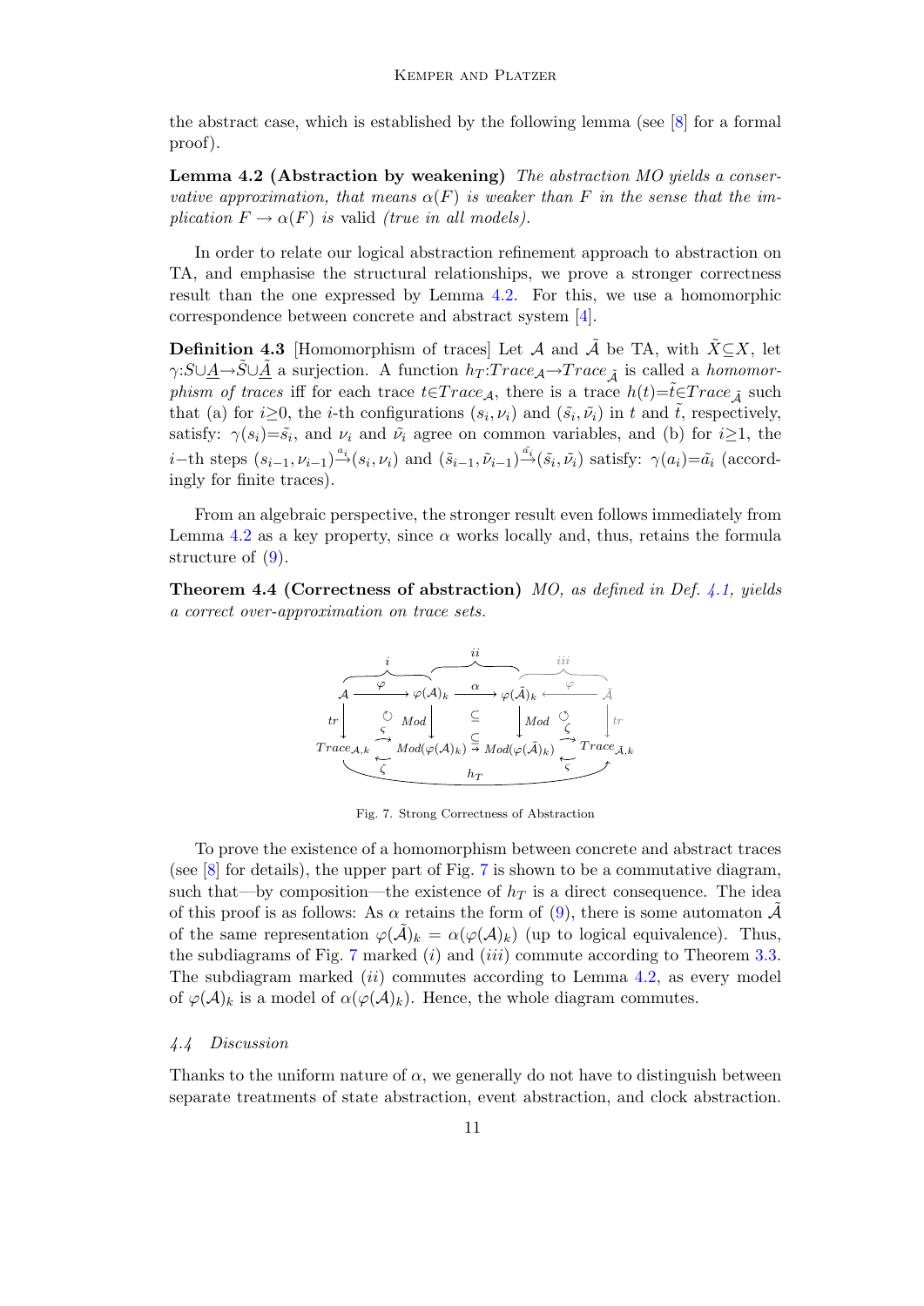the abstract case, which is established by the following lemma (see [8] for a formal proof).

**Lemma 4.2 (Abstraction by weakening)** *The abstraction MO yields a conservative approximation, that means $\alpha(F)$ is weaker than $F$ in the sense that the implication $F \rightarrow \alpha(F)$ is valid (true in all models).*

In order to relate our logical abstraction refinement approach to abstraction on TA, and emphasise the structural relationships, we prove a stronger correctness result than the one expressed by Lemma 4.2. For this, we use a homomorphic correspondence between concrete and abstract system [4].

**Definition 4.3** [Homomorphism of traces] Let $\mathcal{A}$ and $\tilde{\mathcal{A}}$ be TA, with $\tilde{X} \subseteq X$, let $\gamma{:}S \cup \underline{A} \rightarrow \tilde{S} \cup \underline{\tilde{A}}$ a surjection. A function $h_T{:}Trace_{\mathcal{A}} \rightarrow Trace_{\tilde{\mathcal{A}}}$ is called a *homomorphism of traces* iff for each trace $t \in Trace_{\mathcal{A}}$, there is a trace $h(t) = \tilde{t} \in Trace_{\tilde{\mathcal{A}}}$ such that (a) for $i \geq 0$, the $i$-th configurations $(s_i, \nu_i)$ and $(\tilde{s_i}, \tilde{\nu_i})$ in $t$ and $\tilde{t}$, respectively, satisfy: $\gamma(s_i) = \tilde{s_i}$, and $\nu_i$ and $\tilde{\nu_i}$ agree on common variables, and (b) for $i \geq 1$, the $i-$th steps $(s_{i-1}, \nu_{i-1}) \xrightarrow{a_i} (s_i, \nu_i)$ and $(\tilde{s}_{i-1}, \tilde{\nu}_{i-1}) \xrightarrow{\tilde{a_i}} (\tilde{s_i}, \tilde{\nu_i})$ satisfy: $\gamma(a_i) = \tilde{a_i}$ (accordingly for finite traces).

From an algebraic perspective, the stronger result even follows immediately from Lemma 4.2 as a key property, since $\alpha$ works locally and, thus, retains the formula structure of (9).

**Theorem 4.4 (Correctness of abstraction)** *MO, as defined in Def. 4.1, yields a correct over-approximation on trace sets.*

Fig. 7. Strong Correctness of Abstraction

To prove the existence of a homomorphism between concrete and abstract traces (see [8] for details), the upper part of Fig. 7 is shown to be a commutative diagram, such that—by composition—the existence of $h_T$ is a direct consequence. The idea of this proof is as follows: As $\alpha$ retains the form of (9), there is some automaton $\tilde{\mathcal{A}}$ of the same representation $\varphi(\tilde{\mathcal{A}})_k = \alpha(\varphi(\mathcal{A})_k)$ (up to logical equivalence). Thus, the subdiagrams of Fig. 7 marked $(i)$ and $(iii)$ commute according to Theorem 3.3. The subdiagram marked $(ii)$ commutes according to Lemma 4.2, as every model of $\varphi(\mathcal{A})_k$ is a model of $\alpha(\varphi(\mathcal{A})_k)$. Hence, the whole diagram commutes.

### *4.4 Discussion*

Thanks to the uniform nature of $\alpha$, we generally do not have to distinguish between separate treatments of state abstraction, event abstraction, and clock abstraction.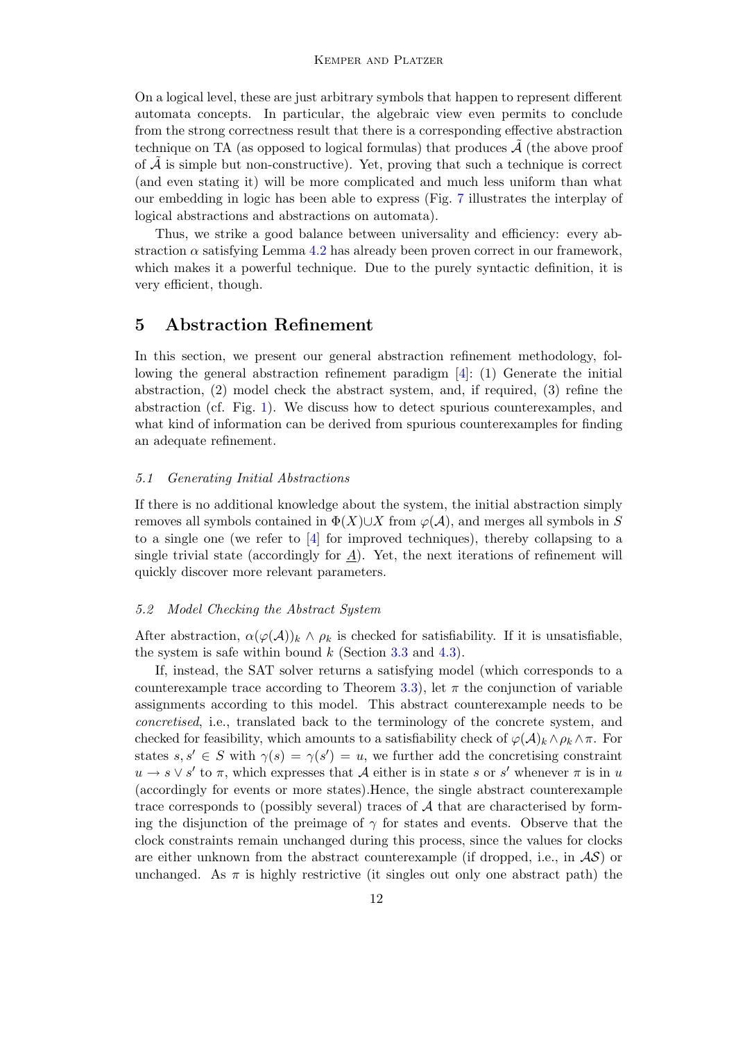On a logical level, these are just arbitrary symbols that happen to represent different automata concepts. In particular, the algebraic view even permits to conclude from the strong correctness result that there is a corresponding effective abstraction technique on TA (as opposed to logical formulas) that produces $\tilde{\mathcal{A}}$ (the above proof of $\tilde{\mathcal{A}}$ is simple but non-constructive). Yet, proving that such a technique is correct (and even stating it) will be more complicated and much less uniform than what our embedding in logic has been able to express (Fig. 7 illustrates the interplay of logical abstractions and abstractions on automata).

Thus, we strike a good balance between universality and efficiency: every abstraction $\alpha$ satisfying Lemma 4.2 has already been proven correct in our framework, which makes it a powerful technique. Due to the purely syntactic definition, it is very efficient, though.

## 5 Abstraction Refinement

In this section, we present our general abstraction refinement methodology, following the general abstraction refinement paradigm [4]: (1) Generate the initial abstraction, (2) model check the abstract system, and, if required, (3) refine the abstraction (cf. Fig. 1). We discuss how to detect spurious counterexamples, and what kind of information can be derived from spurious counterexamples for finding an adequate refinement.

### 5.1 Generating Initial Abstractions

If there is no additional knowledge about the system, the initial abstraction simply removes all symbols contained in $\Phi(X) \cup X$ from $\varphi(\mathcal{A})$, and merges all symbols in $S$ to a single one (we refer to [4] for improved techniques), thereby collapsing to a single trivial state (accordingly for $\underline{A}$). Yet, the next iterations of refinement will quickly discover more relevant parameters.

### 5.2 Model Checking the Abstract System

After abstraction, $\alpha(\varphi(\mathcal{A}))_k \wedge \rho_k$ is checked for satisfiability. If it is unsatisfiable, the system is safe within bound $k$ (Section 3.3 and 4.3).

If, instead, the SAT solver returns a satisfying model (which corresponds to a counterexample trace according to Theorem 3.3), let $\pi$ the conjunction of variable assignments according to this model. This abstract counterexample needs to be *concretised*, i.e., translated back to the terminology of the concrete system, and checked for feasibility, which amounts to a satisfiability check of $\varphi(\mathcal{A})_k \wedge \rho_k \wedge \pi$. For states $s, s' \in S$ with $\gamma(s) = \gamma(s') = u$, we further add the concretising constraint $u \rightarrow s \vee s'$ to $\pi$, which expresses that $\mathcal{A}$ either is in state $s$ or $s'$ whenever $\pi$ is in $u$ (accordingly for events or more states).Hence, the single abstract counterexample trace corresponds to (possibly several) traces of $\mathcal{A}$ that are characterised by forming the disjunction of the preimage of $\gamma$ for states and events. Observe that the clock constraints remain unchanged during this process, since the values for clocks are either unknown from the abstract counterexample (if dropped, i.e., in $\mathcal{AS}$) or unchanged. As $\pi$ is highly restrictive (it singles out only one abstract path) the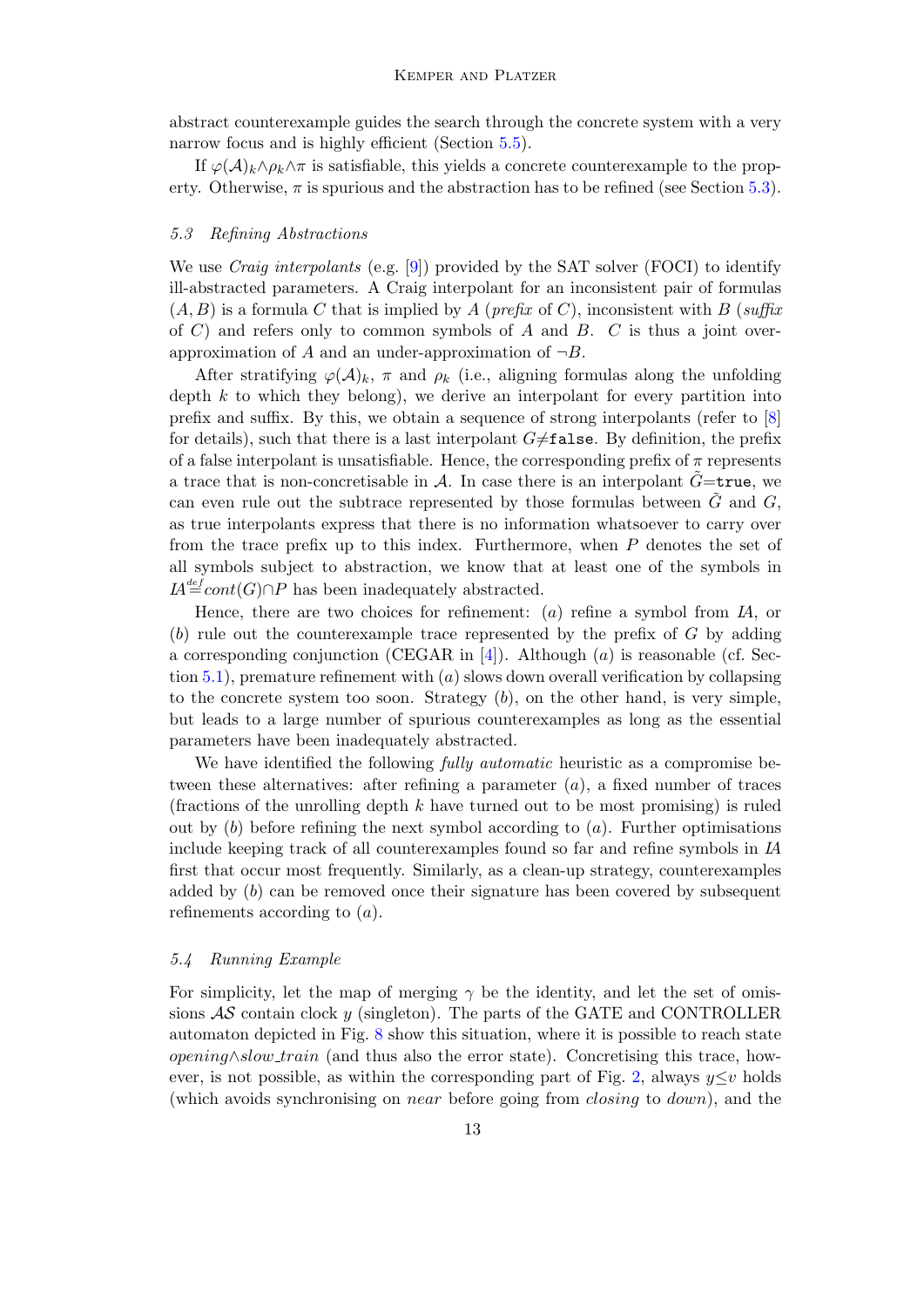abstract counterexample guides the search through the concrete system with a very narrow focus and is highly efficient (Section 5.5).

If $\varphi(\mathcal{A})_k \wedge \rho_k \wedge \pi$ is satisfiable, this yields a concrete counterexample to the property. Otherwise, $\pi$ is spurious and the abstraction has to be refined (see Section 5.3).

### *5.3 Refining Abstractions*

We use *Craig interpolants* (e.g. [9]) provided by the SAT solver (FOCI) to identify ill-abstracted parameters. A Craig interpolant for an inconsistent pair of formulas $(A, B)$ is a formula $C$ that is implied by $A$ (*prefix* of $C$), inconsistent with $B$ (*suffix* of $C$) and refers only to common symbols of $A$ and $B$. $C$ is thus a joint over-approximation of $A$ and an under-approximation of $\neg B$.

After stratifying $\varphi(\mathcal{A})_k$, $\pi$ and $\rho_k$ (i.e., aligning formulas along the unfolding depth $k$ to which they belong), we derive an interpolant for every partition into prefix and suffix. By this, we obtain a sequence of strong interpolants (refer to [8] for details), such that there is a last interpolant $G \neq \texttt{false}$. By definition, the prefix of a false interpolant is unsatisfiable. Hence, the corresponding prefix of $\pi$ represents a trace that is non-concretisable in $\mathcal{A}$. In case there is an interpolant $\tilde{G} = \texttt{true}$, we can even rule out the subtrace represented by those formulas between $\tilde{G}$ and $G$, as true interpolants express that there is no information whatsoever to carry over from the trace prefix up to this index. Furthermore, when $P$ denotes the set of all symbols subject to abstraction, we know that at least one of the symbols in $I\!A \stackrel{def}{=} cont(G) \cap P$ has been inadequately abstracted.

Hence, there are two choices for refinement: (*a*) refine a symbol from *IA*, or (*b*) rule out the counterexample trace represented by the prefix of $G$ by adding a corresponding conjunction (CEGAR in [4]). Although (*a*) is reasonable (cf. Section 5.1), premature refinement with (*a*) slows down overall verification by collapsing to the concrete system too soon. Strategy (*b*), on the other hand, is very simple, but leads to a large number of spurious counterexamples as long as the essential parameters have been inadequately abstracted.

We have identified the following *fully automatic* heuristic as a compromise between these alternatives: after refining a parameter (*a*), a fixed number of traces (fractions of the unrolling depth $k$ have turned out to be most promising) is ruled out by (*b*) before refining the next symbol according to (*a*). Further optimisations include keeping track of all counterexamples found so far and refine symbols in *IA* first that occur most frequently. Similarly, as a clean-up strategy, counterexamples added by (*b*) can be removed once their signature has been covered by subsequent refinements according to (*a*).

### *5.4 Running Example*

For simplicity, let the map of merging $\gamma$ be the identity, and let the set of omissions $\mathcal{AS}$ contain clock $y$ (singleton). The parts of the GATE and CONTROLLER automaton depicted in Fig. 8 show this situation, where it is possible to reach state $opening \wedge slow\_train$ (and thus also the error state). Concretising this trace, however, is not possible, as within the corresponding part of Fig. 2, always $y \leq v$ holds (which avoids synchronising on *near* before going from *closing* to *down*), and the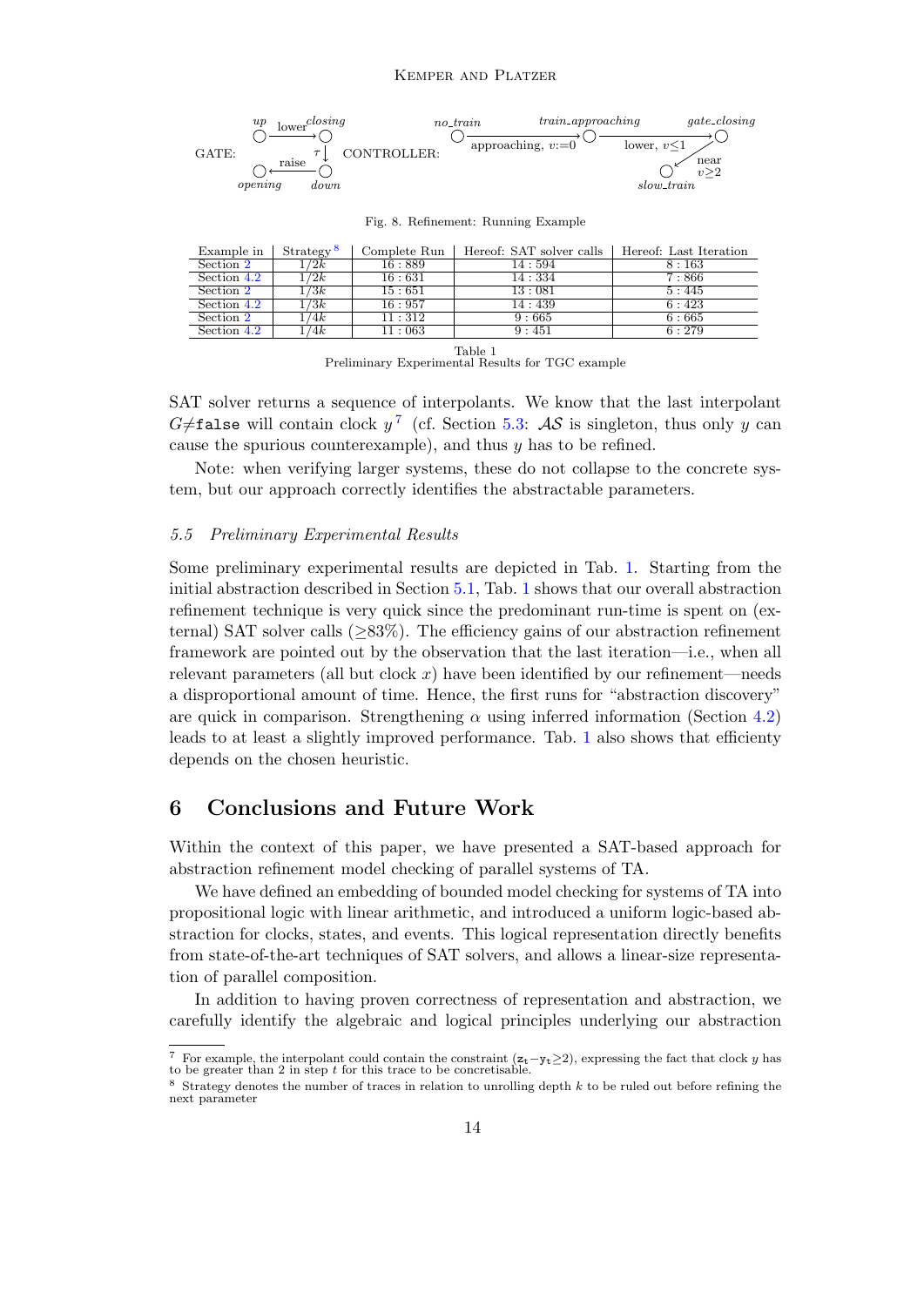GATE: $up$ —lower→ $closing$ —$\tau$→ $down$ —raise→ $opening$

CONTROLLER: $no\_train$ —approaching, $v{:=}0$→ $train\_approaching$ —lower, $v{\leq}1$→ $gate\_closing$ —near $v{\geq}2$→ $slow\_train$

Fig. 8. Refinement: Running Example

| Example in | Strategy [8] | Complete Run | Hereof: SAT solver calls | Hereof: Last Iteration |
|---|---|---|---|---|
| Section 2 | $1/2k$ | 16 : 889 | 14 : 594 | 8 : 163 |
| Section 4.2 | $1/2k$ | 16 : 631 | 14 : 334 | 7 : 866 |
| Section 2 | $1/3k$ | 15 : 651 | 13 : 081 | 5 : 445 |
| Section 4.2 | $1/3k$ | 16 : 957 | 14 : 439 | 6 : 423 |
| Section 2 | $1/4k$ | 11 : 312 | 9 : 665 | 6 : 665 |
| Section 4.2 | $1/4k$ | 11 : 063 | 9 : 451 | 6 : 279 |

Table 1
Preliminary Experimental Results for TGC example

SAT solver returns a sequence of interpolants. We know that the last interpolant $G{\neq}\mathtt{false}$ will contain clock $y$ [7] (cf. Section 5.3: $\mathcal{AS}$ is singleton, thus only $y$ can cause the spurious counterexample), and thus $y$ has to be refined.

Note: when verifying larger systems, these do not collapse to the concrete system, but our approach correctly identifies the abstractable parameters.

### 5.5 Preliminary Experimental Results

Some preliminary experimental results are depicted in Tab. 1. Starting from the initial abstraction described in Section 5.1, Tab. 1 shows that our overall abstraction refinement technique is very quick since the predominant run-time is spent on (external) SAT solver calls ($\geq$83%). The efficiency gains of our abstraction refinement framework are pointed out by the observation that the last iteration—i.e., when all relevant parameters (all but clock $x$) have been identified by our refinement—needs a disproportional amount of time. Hence, the first runs for "abstraction discovery" are quick in comparison. Strengthening $\alpha$ using inferred information (Section 4.2) leads to at least a slightly improved performance. Tab. 1 also shows that efficiency depends on the chosen heuristic.

## 6 Conclusions and Future Work

Within the context of this paper, we have presented a SAT-based approach for abstraction refinement model checking of parallel systems of TA.

We have defined an embedding of bounded model checking for systems of TA into propositional logic with linear arithmetic, and introduced a uniform logic-based abstraction for clocks, states, and events. This logical representation directly benefits from state-of-the-art techniques of SAT solvers, and allows a linear-size representation of parallel composition.

In addition to having proven correctness of representation and abstraction, we carefully identify the algebraic and logical principles underlying our abstraction

[7] For example, the interpolant could contain the constraint $(\mathtt{z_t}{-}\mathtt{y_t}{\geq}2)$, expressing the fact that clock $y$ has to be greater than 2 in step $t$ for this trace to be concretisable.

[8] Strategy denotes the number of traces in relation to unrolling depth $k$ to be ruled out before refining the next parameter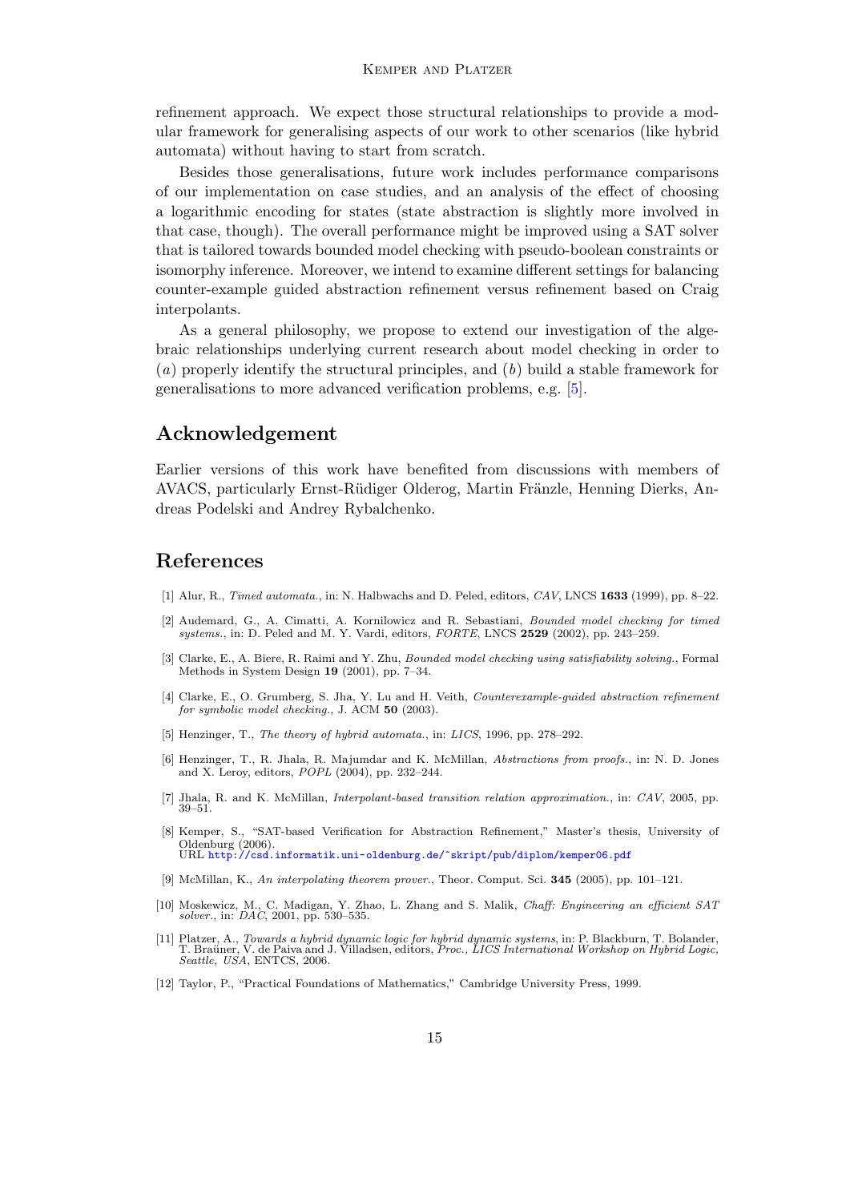refinement approach. We expect those structural relationships to provide a modular framework for generalising aspects of our work to other scenarios (like hybrid automata) without having to start from scratch.

Besides those generalisations, future work includes performance comparisons of our implementation on case studies, and an analysis of the effect of choosing a logarithmic encoding for states (state abstraction is slightly more involved in that case, though). The overall performance might be improved using a SAT solver that is tailored towards bounded model checking with pseudo-boolean constraints or isomorphy inference. Moreover, we intend to examine different settings for balancing counter-example guided abstraction refinement versus refinement based on Craig interpolants.

As a general philosophy, we propose to extend our investigation of the algebraic relationships underlying current research about model checking in order to (*a*) properly identify the structural principles, and (*b*) build a stable framework for generalisations to more advanced verification problems, e.g. [5].

## Acknowledgement

Earlier versions of this work have benefited from discussions with members of AVACS, particularly Ernst-Rüdiger Olderog, Martin Fränzle, Henning Dierks, Andreas Podelski and Andrey Rybalchenko.

## References

[1] Alur, R., *Timed automata.*, in: N. Halbwachs and D. Peled, editors, *CAV*, LNCS **1633** (1999), pp. 8–22.

[2] Audemard, G., A. Cimatti, A. Kornilowicz and R. Sebastiani, *Bounded model checking for timed systems.*, in: D. Peled and M. Y. Vardi, editors, *FORTE*, LNCS **2529** (2002), pp. 243–259.

[3] Clarke, E., A. Biere, R. Raimi and Y. Zhu, *Bounded model checking using satisfiability solving.*, Formal Methods in System Design **19** (2001), pp. 7–34.

[4] Clarke, E., O. Grumberg, S. Jha, Y. Lu and H. Veith, *Counterexample-guided abstraction refinement for symbolic model checking.*, J. ACM **50** (2003).

[5] Henzinger, T., *The theory of hybrid automata.*, in: *LICS*, 1996, pp. 278–292.

[6] Henzinger, T., R. Jhala, R. Majumdar and K. McMillan, *Abstractions from proofs.*, in: N. D. Jones and X. Leroy, editors, *POPL* (2004), pp. 232–244.

[7] Jhala, R. and K. McMillan, *Interpolant-based transition relation approximation.*, in: *CAV*, 2005, pp. 39–51.

[8] Kemper, S., "SAT-based Verification for Abstraction Refinement," Master's thesis, University of Oldenburg (2006).
URL http://csd.informatik.uni-oldenburg.de/~skript/pub/diplom/kemper06.pdf

[9] McMillan, K., *An interpolating theorem prover.*, Theor. Comput. Sci. **345** (2005), pp. 101–121.

[10] Moskewicz, M., C. Madigan, Y. Zhao, L. Zhang and S. Malik, *Chaff: Engineering an efficient SAT solver.*, in: *DAC*, 2001, pp. 530–535.

[11] Platzer, A., *Towards a hybrid dynamic logic for hybrid dynamic systems*, in: P. Blackburn, T. Bolander, T. Braüner, V. de Paiva and J. Villadsen, editors, *Proc., LICS International Workshop on Hybrid Logic, Seattle, USA*, ENTCS, 2006.

[12] Taylor, P., "Practical Foundations of Mathematics," Cambridge University Press, 1999.